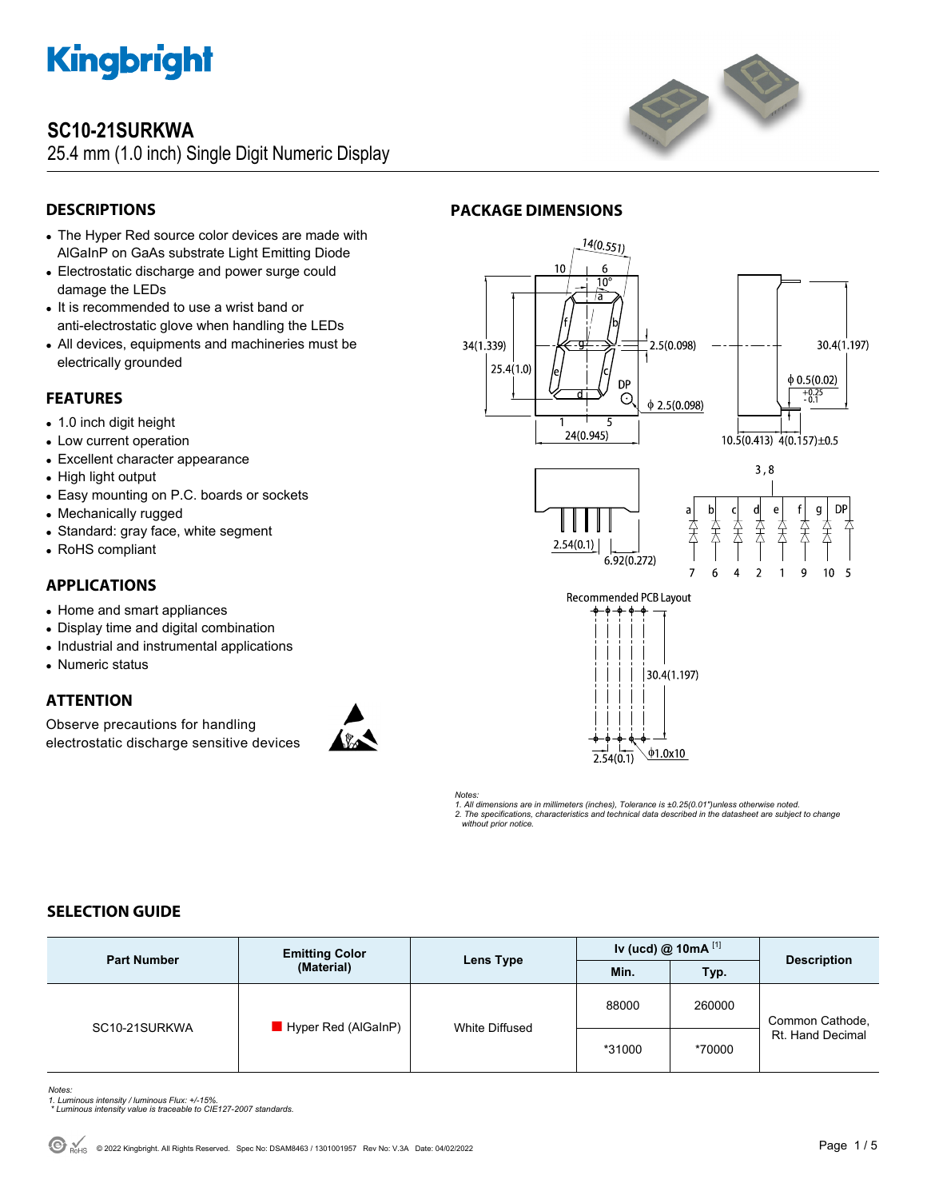# SC10-21SURKWA

25.4 mm (1.0 inch) Single Digit Numeric Display

## DESCRIPTIONS

- The Hyper Red source color devices are made with AlGaInP on GaAs substrate Light Emitting Diode
- Electrostatic discharge and power surge could damage the LEDs
- It is recommended to use a wrist band or anti-electrostatic glove when handling the LEDs
- All devices, equipments and machineries must be electrically grounded

## FEATURES

- 1.0 inch digit height
- Low current operation
- Excellent character appearance
- High light output
- Easy mounting on P.C. boards or sockets
- Mechanically rugged
- Standard: gray face, white segment
- RoHS compliant

## APPLICATIONS

- Home and smart appliances
- Display time and digital combination
- Industrial and instrumental applications
- Numeric status

## ATTENTION

Observe precautions for handling electrostatic discharge sensitive devices

## PACKAGE DIMENSIONS

Recommended PCB Layout

*Notes:*
*1. All dimensions are in millimeters (inches), Tolerance is ±0.25(0.01")unless otherwise noted.*
*2. The specifications, characteristics and technical data described in the datasheet are subject to change without prior notice.*

## SELECTION GUIDE

| Part Number | Emitting Color (Material) | Lens Type | Iv (ucd) @ 10mA [1] | | Description |
|---|---|---|---|---|---|
| | | | Min. | Typ. | |
| SC10-21SURKWA | Hyper Red (AlGaInP) | White Diffused | 88000 | 260000 | Common Cathode, Rt. Hand Decimal |
| | | | *31000 | *70000 | |

*Notes:*
*1. Luminous intensity / luminous Flux: +/-15%.*
*\* Luminous intensity value is traceable to CIE127-2007 standards.*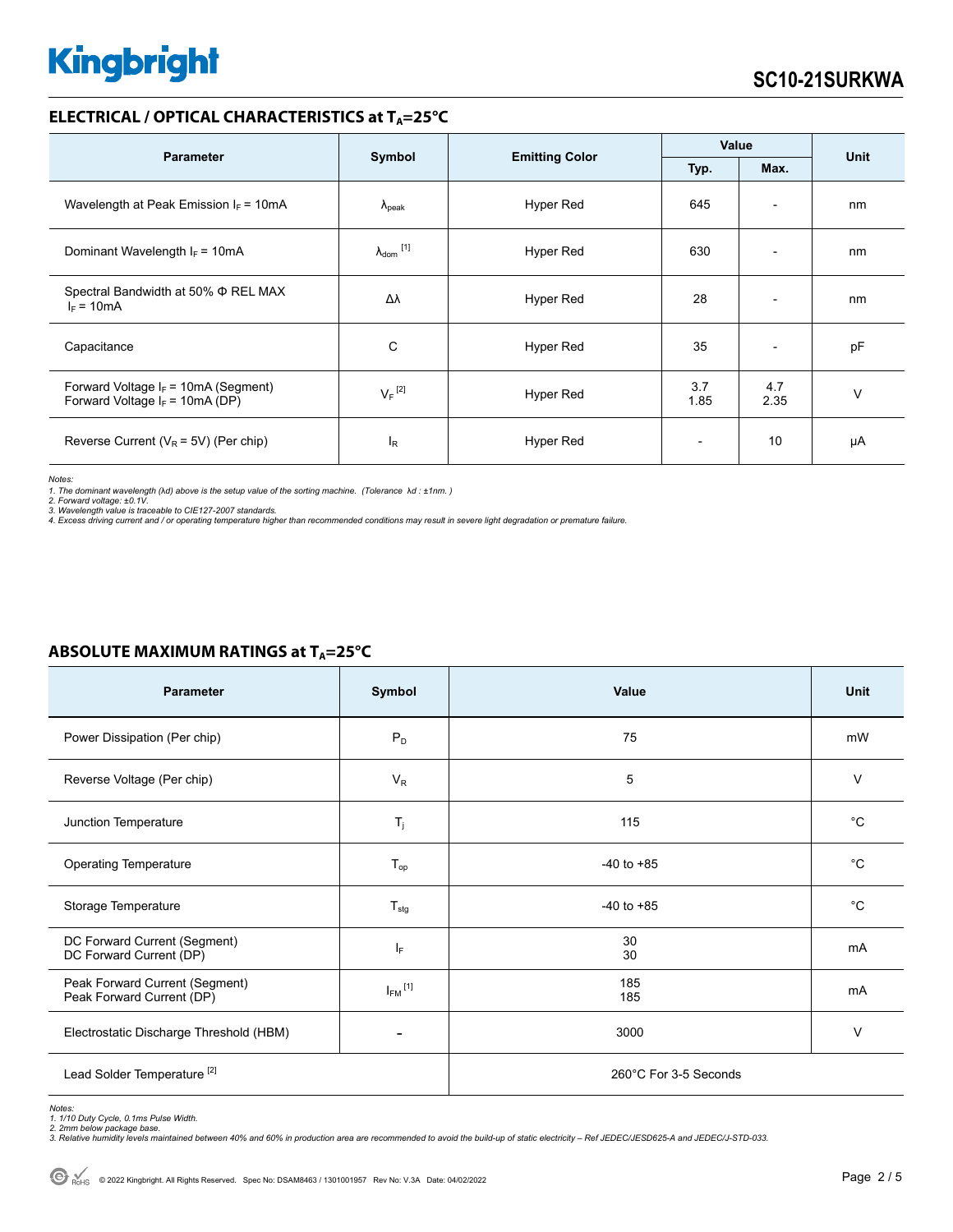## ELECTRICAL / OPTICAL CHARACTERISTICS at $T_A$=25°C

| Parameter | Symbol | Emitting Color | Value | | Unit |
|---|---|---|---|---|---|
| | | | Typ. | Max. | |
| Wavelength at Peak Emission $I_F$ = 10mA | $\lambda_{peak}$ | Hyper Red | 645 | - | nm |
| Dominant Wavelength $I_F$ = 10mA | $\lambda_{dom}$ [1] | Hyper Red | 630 | - | nm |
| Spectral Bandwidth at 50% Φ REL MAX $I_F$ = 10mA | Δλ | Hyper Red | 28 | - | nm |
| Capacitance | C | Hyper Red | 35 | - | pF |
| Forward Voltage $I_F$ = 10mA (Segment)<br>Forward Voltage $I_F$ = 10mA (DP) | $V_F$ [2] | Hyper Red | 3.7<br>1.85 | 4.7<br>2.35 | V |
| Reverse Current ($V_R$ = 5V) (Per chip) | $I_R$ | Hyper Red | - | 10 | μA |

*Notes:*
*1. The dominant wavelength (λd) above is the setup value of the sorting machine. (Tolerance λd : ±1nm. )*
*2. Forward voltage: ±0.1V.*
*3. Wavelength value is traceable to CIE127-2007 standards.*
*4. Excess driving current and / or operating temperature higher than recommended conditions may result in severe light degradation or premature failure.*

## ABSOLUTE MAXIMUM RATINGS at $T_A$=25°C

| Parameter | Symbol | Value | Unit |
|---|---|---|---|
| Power Dissipation (Per chip) | $P_D$ | 75 | mW |
| Reverse Voltage (Per chip) | $V_R$ | 5 | V |
| Junction Temperature | $T_j$ | 115 | °C |
| Operating Temperature | $T_{op}$ | -40 to +85 | °C |
| Storage Temperature | $T_{stg}$ | -40 to +85 | °C |
| DC Forward Current (Segment)<br>DC Forward Current (DP) | $I_F$ | 30<br>30 | mA |
| Peak Forward Current (Segment)<br>Peak Forward Current (DP) | $I_{FM}$ [1] | 185<br>185 | mA |
| Electrostatic Discharge Threshold (HBM) | - | 3000 | V |
| Lead Solder Temperature [2] | | 260°C For 3-5 Seconds | |

*Notes:*
*1. 1/10 Duty Cycle, 0.1ms Pulse Width.*
*2. 2mm below package base.*
*3. Relative humidity levels maintained between 40% and 60% in production area are recommended to avoid the build-up of static electricity – Ref JEDEC/JESD625-A and JEDEC/J-STD-033.*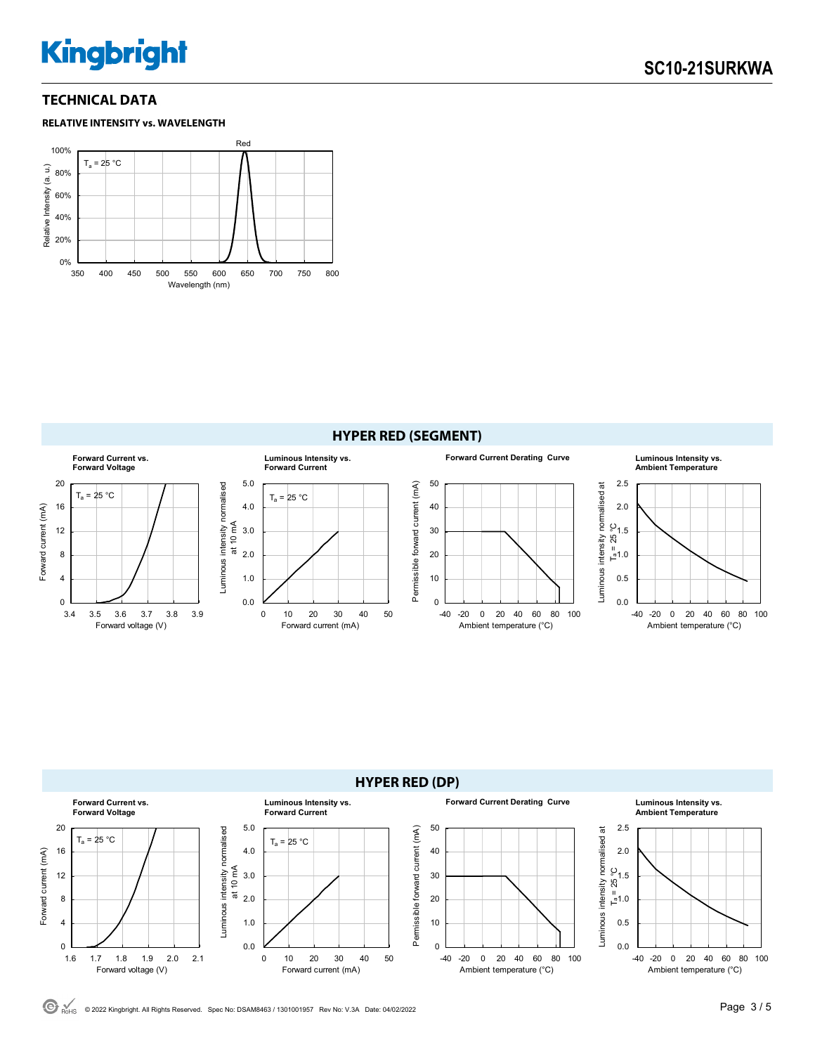## TECHNICAL DATA

### RELATIVE INTENSITY vs. WAVELENGTH

Red

$T_a$ = 25 °C

Relative Intensity (a. u.)

100%
80%
60%
40%
20%
0%

350 400 450 500 550 600 650 700 750 800

Wavelength (nm)

## HYPER RED (SEGMENT)

**Forward Current vs. Forward Voltage**

$T_a$ = 25 °C

Forward current (mA): 0, 4, 8, 12, 16, 20

Forward voltage (V): 3.4, 3.5, 3.6, 3.7, 3.8, 3.9

**Luminous Intensity vs. Forward Current**

$T_a$ = 25 °C

Luminous intensity normalised at 10 mA: 0.0, 1.0, 2.0, 3.0, 4.0, 5.0

Forward current (mA): 0, 10, 20, 30, 40, 50

**Forward Current Derating Curve**

Permissible forward current (mA): 0, 10, 20, 30, 40, 50

Ambient temperature (°C): -40, -20, 0, 20, 40, 60, 80, 100

**Luminous Intensity vs. Ambient Temperature**

Luminous intensity normalised at $T_a$ = 25 °C: 0.0, 0.5, 1.0, 1.5, 2.0, 2.5

Ambient temperature (°C): -40, -20, 0, 20, 40, 60, 80, 100

## HYPER RED (DP)

**Forward Current vs. Forward Voltage**

$T_a$ = 25 °C

Forward current (mA): 0, 4, 8, 12, 16, 20

Forward voltage (V): 1.6, 1.7, 1.8, 1.9, 2.0, 2.1

**Luminous Intensity vs. Forward Current**

$T_a$ = 25 °C

Luminous intensity normalised at 10 mA: 0.0, 1.0, 2.0, 3.0, 4.0, 5.0

Forward current (mA): 0, 10, 20, 30, 40, 50

**Forward Current Derating Curve**

Permissible forward current (mA): 0, 10, 20, 30, 40, 50

Ambient temperature (°C): -40, -20, 0, 20, 40, 60, 80, 100

**Luminous Intensity vs. Ambient Temperature**

Luminous intensity normalised at $T_a$ = 25 °C: 0.0, 0.5, 1.0, 1.5, 2.0, 2.5

Ambient temperature (°C): -40, -20, 0, 20, 40, 60, 80, 100

© 2022 Kingbright. All Rights Reserved. Spec No: DSAM8463 / 1301001957 Rev No: V.3A Date: 04/02/2022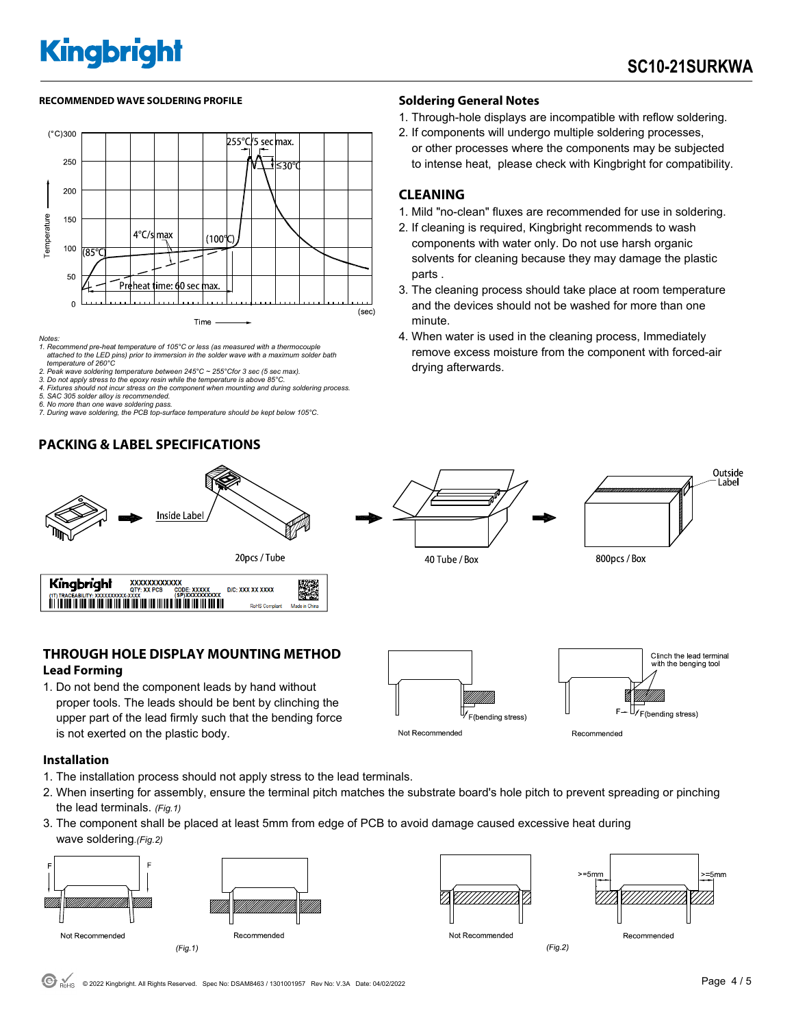## RECOMMENDED WAVE SOLDERING PROFILE

Notes:
1. Recommend pre-heat temperature of 105°C or less (as measured with a thermocouple attached to the LED pins) prior to immersion in the solder wave with a maximum solder bath temperature of 260°C
2. Peak wave soldering temperature between 245°C ~ 255°Cfor 3 sec (5 sec max).
3. Do not apply stress to the epoxy resin while the temperature is above 85°C.
4. Fixtures should not incur stress on the component when mounting and during soldering process.
5. SAC 305 solder alloy is recommended.
6. No more than one wave soldering pass.
7. During wave soldering, the PCB top-surface temperature should be kept below 105°C.

## Soldering General Notes

1. Through-hole displays are incompatible with reflow soldering.
2. If components will undergo multiple soldering processes, or other processes where the components may be subjected to intense heat, please check with Kingbright for compatibility.

## CLEANING

1. Mild "no-clean" fluxes are recommended for use in soldering.
2. If cleaning is required, Kingbright recommends to wash components with water only. Do not use harsh organic solvents for cleaning because they may damage the plastic parts .
3. The cleaning process should take place at room temperature and the devices should not be washed for more than one minute.
4. When water is used in the cleaning process, Immediately remove excess moisture from the component with forced-air drying afterwards.

## PACKING & LABEL SPECIFICATIONS

Inside Label — 20pcs / Tube → 40 Tube / Box → 800pcs / Box (Outside Label)

## THROUGH HOLE DISPLAY MOUNTING METHOD

### Lead Forming

1. Do not bend the component leads by hand without proper tools. The leads should be bent by clinching the upper part of the lead firmly such that the bending force is not exerted on the plastic body.

### Installation

1. The installation process should not apply stress to the lead terminals.
2. When inserting for assembly, ensure the terminal pitch matches the substrate board's hole pitch to prevent spreading or pinching the lead terminals. *(Fig.1)*
3. The component shall be placed at least 5mm from edge of PCB to avoid damage caused excessive heat during wave soldering.*(Fig.2)*

*(Fig.1)*

*(Fig.2)*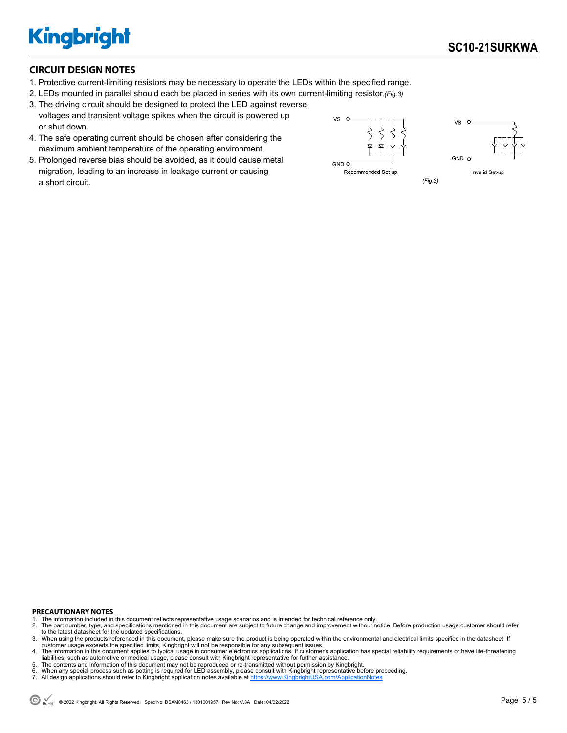## CIRCUIT DESIGN NOTES

1. Protective current-limiting resistors may be necessary to operate the LEDs within the specified range.
2. LEDs mounted in parallel should each be placed in series with its own current-limiting resistor.*(Fig.3)*
3. The driving circuit should be designed to protect the LED against reverse voltages and transient voltage spikes when the circuit is powered up or shut down.
4. The safe operating current should be chosen after considering the maximum ambient temperature of the operating environment.
5. Prolonged reverse bias should be avoided, as it could cause metal migration, leading to an increase in leakage current or causing a short circuit.

VS

GND

Recommended Set-up

VS

GND

Invalid Set-up

*(Fig.3)*

**PRECAUTIONARY NOTES**

1. The information included in this document reflects representative usage scenarios and is intended for technical reference only.
2. The part number, type, and specifications mentioned in this document are subject to future change and improvement without notice. Before production usage customer should refer to the latest datasheet for the updated specifications.
3. When using the products referenced in this document, please make sure the product is being operated within the environmental and electrical limits specified in the datasheet. If customer usage exceeds the specified limits, Kingbright will not be responsible for any subsequent issues.
4. The information in this document applies to typical usage in consumer electronics applications. If customer's application has special reliability requirements or have life-threatening liabilities, such as automotive or medical usage, please consult with Kingbright representative for further assistance.
5. The contents and information of this document may not be reproduced or re-transmitted without permission by Kingbright.
6. When any special process such as potting is required for LED assembly, please consult with Kingbright representative before proceeding.
7. All design applications should refer to Kingbright application notes available at [https://www.KingbrightUSA.com/ApplicationNotes](https://www.KingbrightUSA.com/ApplicationNotes)

© 2022 Kingbright. All Rights Reserved. Spec No: DSAM8463 / 1301001957 Rev No: V.3A Date: 04/02/2022